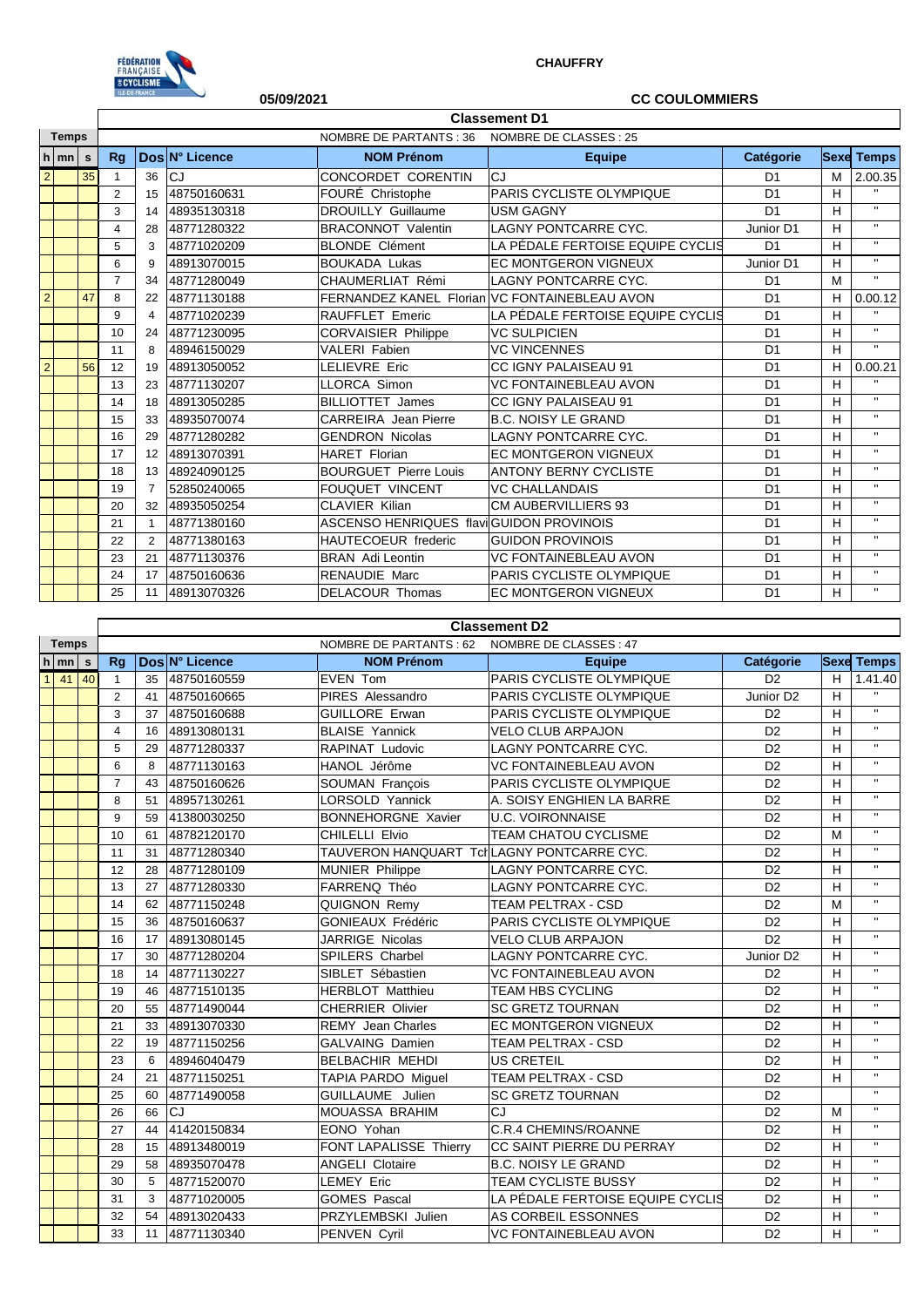**CHAUFFRY**

**05/09/2021** **CC COULOMMIERS**

## Classement D1

NOMBRE DE PARTANTS : 36 NOMBRE DE CLASSES : 25

| h | mn | s | Rg | Dos | N° Licence | NOM Prénom | Equipe | Catégorie | Sexe | Temps |
|---|---|---|---|---|---|---|---|---|---|---|
| 2 | | 35 | 1 | 36 | CJ | CONCORDET CORENTIN | CJ | D1 | M | 2.00.35 |
| | | | 2 | 15 | 48750160631 | FOURÉ Christophe | PARIS CYCLISTE OLYMPIQUE | D1 | H | " |
| | | | 3 | 14 | 48935130318 | DROUILLY Guillaume | USM GAGNY | D1 | H | " |
| | | | 4 | 28 | 48771280322 | BRACONNOT Valentin | LAGNY PONTCARRE CYC. | Junior D1 | H | " |
| | | | 5 | 3 | 48771020209 | BLONDE Clément | LA PÉDALE FERTOISE EQUIPE CYCLIS | D1 | H | " |
| | | | 6 | 9 | 48913070015 | BOUKADA Lukas | EC MONTGERON VIGNEUX | Junior D1 | H | " |
| | | | 7 | 34 | 48771280049 | CHAUMERLIAT Rémi | LAGNY PONTCARRE CYC. | D1 | M | " |
| 2 | | 47 | 8 | 22 | 48771130188 | FERNANDEZ KANEL Florian | VC FONTAINEBLEAU AVON | D1 | H | 0.00.12 |
| | | | 9 | 4 | 48771020239 | RAUFFLET Emeric | LA PÉDALE FERTOISE EQUIPE CYCLIS | D1 | H | " |
| | | | 10 | 24 | 48771230095 | CORVAISIER Philippe | VC SULPICIEN | D1 | H | " |
| | | | 11 | 8 | 48946150029 | VALERI Fabien | VC VINCENNES | D1 | H | " |
| 2 | | 56 | 12 | 19 | 48913050052 | LELIEVRE Eric | CC IGNY PALAISEAU 91 | D1 | H | 0.00.21 |
| | | | 13 | 23 | 48771130207 | LLORCA Simon | VC FONTAINEBLEAU AVON | D1 | H | " |
| | | | 14 | 18 | 48913050285 | BILLIOTTET James | CC IGNY PALAISEAU 91 | D1 | H | " |
| | | | 15 | 33 | 48935070074 | CARREIRA Jean Pierre | B.C. NOISY LE GRAND | D1 | H | " |
| | | | 16 | 29 | 48771280282 | GENDRON Nicolas | LAGNY PONTCARRE CYC. | D1 | H | " |
| | | | 17 | 12 | 48913070391 | HARET Florian | EC MONTGERON VIGNEUX | D1 | H | " |
| | | | 18 | 13 | 48924090125 | BOURGUET Pierre Louis | ANTONY BERNY CYCLISTE | D1 | H | " |
| | | | 19 | 7 | 52850240065 | FOUQUET VINCENT | VC CHALLANDAIS | D1 | H | " |
| | | | 20 | 32 | 48935050254 | CLAVIER Kilian | CM AUBERVILLIERS 93 | D1 | H | " |
| | | | 21 | 1 | 48771380160 | ASCENSO HENRIQUES flavi | GUIDON PROVINOIS | D1 | H | " |
| | | | 22 | 2 | 48771380163 | HAUTECOEUR frederic | GUIDON PROVINOIS | D1 | H | " |
| | | | 23 | 21 | 48771130376 | BRAN Adi Leontin | VC FONTAINEBLEAU AVON | D1 | H | " |
| | | | 24 | 17 | 48750160636 | RENAUDIE Marc | PARIS CYCLISTE OLYMPIQUE | D1 | H | " |
| | | | 25 | 11 | 48913070326 | DELACOUR Thomas | EC MONTGERON VIGNEUX | D1 | H | " |

## Classement D2

NOMBRE DE PARTANTS : 62 NOMBRE DE CLASSES : 47

| h | mn | s | Rg | Dos | N° Licence | NOM Prénom | Equipe | Catégorie | Sexe | Temps |
|---|---|---|---|---|---|---|---|---|---|---|
| 1 | 41 | 40 | 1 | 35 | 48750160559 | EVEN Tom | PARIS CYCLISTE OLYMPIQUE | D2 | H | 1.41.40 |
| | | | 2 | 41 | 48750160665 | PIRES Alessandro | PARIS CYCLISTE OLYMPIQUE | Junior D2 | H | " |
| | | | 3 | 37 | 48750160688 | GUILLORE Erwan | PARIS CYCLISTE OLYMPIQUE | D2 | H | " |
| | | | 4 | 16 | 48913080131 | BLAISE Yannick | VELO CLUB ARPAJON | D2 | H | " |
| | | | 5 | 29 | 48771280337 | RAPINAT Ludovic | LAGNY PONTCARRE CYC. | D2 | H | " |
| | | | 6 | 8 | 48771130163 | HANOL Jérôme | VC FONTAINEBLEAU AVON | D2 | H | " |
| | | | 7 | 43 | 48750160626 | SOUMAN François | PARIS CYCLISTE OLYMPIQUE | D2 | H | " |
| | | | 8 | 51 | 48957130261 | LORSOLD Yannick | A. SOISY ENGHIEN LA BARRE | D2 | H | " |
| | | | 9 | 59 | 41380030250 | BONNEHORGNE Xavier | U.C. VOIRONNAISE | D2 | H | " |
| | | | 10 | 61 | 48782120170 | CHILELLI Elvio | TEAM CHATOU CYCLISME | D2 | M | " |
| | | | 11 | 31 | 48771280340 | TAUVERON HANQUART Tch | LAGNY PONTCARRE CYC. | D2 | H | " |
| | | | 12 | 28 | 48771280109 | MUNIER Philippe | LAGNY PONTCARRE CYC. | D2 | H | " |
| | | | 13 | 27 | 48771280330 | FARRENQ Théo | LAGNY PONTCARRE CYC. | D2 | H | " |
| | | | 14 | 62 | 48771150248 | QUIGNON Remy | TEAM PELTRAX - CSD | D2 | M | " |
| | | | 15 | 36 | 48750160637 | GONIEAUX Frédéric | PARIS CYCLISTE OLYMPIQUE | D2 | H | " |
| | | | 16 | 17 | 48913080145 | JARRIGE Nicolas | VELO CLUB ARPAJON | D2 | H | " |
| | | | 17 | 30 | 48771280204 | SPILERS Charbel | LAGNY PONTCARRE CYC. | Junior D2 | H | " |
| | | | 18 | 14 | 48771130227 | SIBLET Sébastien | VC FONTAINEBLEAU AVON | D2 | H | " |
| | | | 19 | 46 | 48771510135 | HERBLOT Matthieu | TEAM HBS CYCLING | D2 | H | " |
| | | | 20 | 55 | 48771490044 | CHERRIER Olivier | SC GRETZ TOURNAN | D2 | H | " |
| | | | 21 | 33 | 48913070330 | REMY Jean Charles | EC MONTGERON VIGNEUX | D2 | H | " |
| | | | 22 | 19 | 48771150256 | GALVAING Damien | TEAM PELTRAX - CSD | D2 | H | " |
| | | | 23 | 6 | 48946040479 | BELBACHIR MEHDI | US CRETEIL | D2 | H | " |
| | | | 24 | 21 | 48771150251 | TAPIA PARDO Miguel | TEAM PELTRAX - CSD | D2 | H | " |
| | | | 25 | 60 | 48771490058 | GUILLAUME Julien | SC GRETZ TOURNAN | D2 | | " |
| | | | 26 | 66 | CJ | MOUASSA BRAHIM | CJ | D2 | M | " |
| | | | 27 | 44 | 41420150834 | EONO Yohan | C.R.4 CHEMINS/ROANNE | D2 | H | " |
| | | | 28 | 15 | 48913480019 | FONT LAPALISSE Thierry | CC SAINT PIERRE DU PERRAY | D2 | H | " |
| | | | 29 | 58 | 48935070478 | ANGELI Clotaire | B.C. NOISY LE GRAND | D2 | H | " |
| | | | 30 | 5 | 48771520070 | LEMEY Eric | TEAM CYCLISTE BUSSY | D2 | H | " |
| | | | 31 | 3 | 48771020005 | GOMES Pascal | LA PÉDALE FERTOISE EQUIPE CYCLIS | D2 | H | " |
| | | | 32 | 54 | 48913020433 | PRZYLEMBSKI Julien | AS CORBEIL ESSONNES | D2 | H | " |
| | | | 33 | 11 | 48771130340 | PENVEN Cyril | VC FONTAINEBLEAU AVON | D2 | H | " |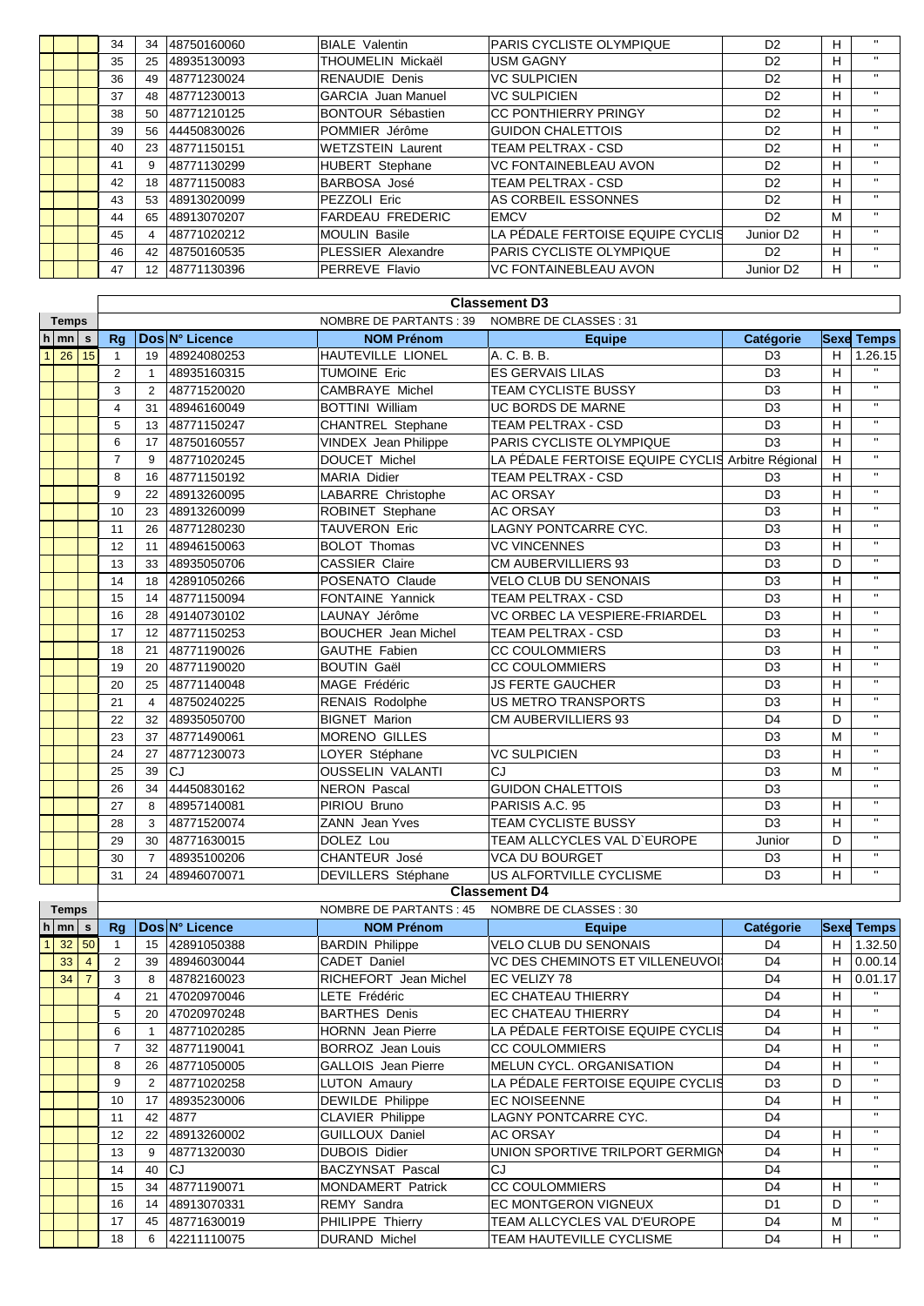| h | mn | s | Rg | Dos | N° Licence | NOM Prénom | Equipe | Catégorie | Sexe | Temps |
|---|---|---|---|---|---|---|---|---|---|---|
| | | | 34 | 34 | 48750160060 | BIALE Valentin | PARIS CYCLISTE OLYMPIQUE | D2 | H | " |
| | | | 35 | 25 | 48935130093 | THOUMELIN Mickaël | USM GAGNY | D2 | H | " |
| | | | 36 | 49 | 48771230024 | RENAUDIE Denis | VC SULPICIEN | D2 | H | " |
| | | | 37 | 48 | 48771230013 | GARCIA Juan Manuel | VC SULPICIEN | D2 | H | " |
| | | | 38 | 50 | 48771210125 | BONTOUR Sébastien | CC PONTHIERRY PRINGY | D2 | H | " |
| | | | 39 | 56 | 44450830026 | POMMIER Jérôme | GUIDON CHALETTOIS | D2 | H | " |
| | | | 40 | 23 | 48771150151 | WETZSTEIN Laurent | TEAM PELTRAX - CSD | D2 | H | " |
| | | | 41 | 9 | 48771130299 | HUBERT Stephane | VC FONTAINEBLEAU AVON | D2 | H | " |
| | | | 42 | 18 | 48771150083 | BARBOSA José | TEAM PELTRAX - CSD | D2 | H | " |
| | | | 43 | 53 | 48913020099 | PEZZOLI Eric | AS CORBEIL ESSONNES | D2 | H | " |
| | | | 44 | 65 | 48913070207 | FARDEAU FREDERIC | EMCV | D2 | M | " |
| | | | 45 | 4 | 48771020212 | MOULIN Basile | LA PÉDALE FERTOISE EQUIPE CYCLIS | Junior D2 | H | " |
| | | | 46 | 42 | 48750160535 | PLESSIER Alexandre | PARIS CYCLISTE OLYMPIQUE | D2 | H | " |
| | | | 47 | 12 | 48771130396 | PERREVE Flavio | VC FONTAINEBLEAU AVON | Junior D2 | H | " |

## Classement D3

NOMBRE DE PARTANTS : 39 NOMBRE DE CLASSES : 31

| h | mn | s | Rg | Dos | N° Licence | NOM Prénom | Equipe | Catégorie | Sexe | Temps |
|---|---|---|---|---|---|---|---|---|---|---|
| 1 | 26 | 15 | 1 | 19 | 48924080253 | HAUTEVILLE LIONEL | A. C. B. B. | D3 | H | 1.26.15 |
| | | | 2 | 1 | 48935160315 | TUMOINE Eric | ES GERVAIS LILAS | D3 | H | " |
| | | | 3 | 2 | 48771520020 | CAMBRAYE Michel | TEAM CYCLISTE BUSSY | D3 | H | " |
| | | | 4 | 31 | 48946160049 | BOTTINI William | UC BORDS DE MARNE | D3 | H | " |
| | | | 5 | 13 | 48771150247 | CHANTREL Stephane | TEAM PELTRAX - CSD | D3 | H | " |
| | | | 6 | 17 | 48750160557 | VINDEX Jean Philippe | PARIS CYCLISTE OLYMPIQUE | D3 | H | " |
| | | | 7 | 9 | 48771020245 | DOUCET Michel | LA PÉDALE FERTOISE EQUIPE CYCLIS | Arbitre Régional | H | " |
| | | | 8 | 16 | 48771150192 | MARIA Didier | TEAM PELTRAX - CSD | D3 | H | " |
| | | | 9 | 22 | 48913260095 | LABARRE Christophe | AC ORSAY | D3 | H | " |
| | | | 10 | 23 | 48913260099 | ROBINET Stephane | AC ORSAY | D3 | H | " |
| | | | 11 | 26 | 48771280230 | TAUVERON Eric | LAGNY PONTCARRE CYC. | D3 | H | " |
| | | | 12 | 11 | 48946150063 | BOLOT Thomas | VC VINCENNES | D3 | H | " |
| | | | 13 | 33 | 48935050706 | CASSIER Claire | CM AUBERVILLIERS 93 | D3 | D | " |
| | | | 14 | 18 | 42891050266 | POSENATO Claude | VELO CLUB DU SENONAIS | D3 | H | " |
| | | | 15 | 14 | 48771150094 | FONTAINE Yannick | TEAM PELTRAX - CSD | D3 | H | " |
| | | | 16 | 28 | 49140730102 | LAUNAY Jérôme | VC ORBEC LA VESPIERE-FRIARDEL | D3 | H | " |
| | | | 17 | 12 | 48771150253 | BOUCHER Jean Michel | TEAM PELTRAX - CSD | D3 | H | " |
| | | | 18 | 21 | 48771190026 | GAUTHE Fabien | CC COULOMMIERS | D3 | H | " |
| | | | 19 | 20 | 48771190020 | BOUTIN Gaël | CC COULOMMIERS | D3 | H | " |
| | | | 20 | 25 | 48771140048 | MAGE Frédéric | JS FERTE GAUCHER | D3 | H | " |
| | | | 21 | 4 | 48750240225 | RENAIS Rodolphe | US METRO TRANSPORTS | D3 | H | " |
| | | | 22 | 32 | 48935050700 | BIGNET Marion | CM AUBERVILLIERS 93 | D4 | D | " |
| | | | 23 | 37 | 48771490061 | MORENO GILLES | | D3 | M | " |
| | | | 24 | 27 | 48771230073 | LOYER Stéphane | VC SULPICIEN | D3 | H | " |
| | | | 25 | 39 | CJ | OUSSELIN VALANTI | CJ | D3 | M | " |
| | | | 26 | 34 | 44450830162 | NERON Pascal | GUIDON CHALETTOIS | D3 | | " |
| | | | 27 | 8 | 48957140081 | PIRIOU Bruno | PARISIS A.C. 95 | D3 | H | " |
| | | | 28 | 3 | 48771520074 | ZANN Jean Yves | TEAM CYCLISTE BUSSY | D3 | H | " |
| | | | 29 | 30 | 48771630015 | DOLEZ Lou | TEAM ALLCYCLES VAL D`EUROPE | Junior | D | " |
| | | | 30 | 7 | 48935100206 | CHANTEUR José | VCA DU BOURGET | D3 | H | " |
| | | | 31 | 24 | 48946070071 | DEVILLERS Stéphane | US ALFORTVILLE CYCLISME | D3 | H | " |

## Classement D4

NOMBRE DE PARTANTS : 45 NOMBRE DE CLASSES : 30

| h | mn | s | Rg | Dos | N° Licence | NOM Prénom | Equipe | Catégorie | Sexe | Temps |
|---|---|---|---|---|---|---|---|---|---|---|
| 1 | 32 | 50 | 1 | 15 | 42891050388 | BARDIN Philippe | VELO CLUB DU SENONAIS | D4 | H | 1.32.50 |
| | 33 | 4 | 2 | 39 | 48946030044 | CADET Daniel | VC DES CHEMINOTS ET VILLENEUVOI | D4 | H | 0.00.14 |
| | 34 | 7 | 3 | 8 | 48782160023 | RICHEFORT Jean Michel | EC VELIZY 78 | D4 | H | 0.01.17 |
| | | | 4 | 21 | 47020970046 | LETE Frédéric | EC CHATEAU THIERRY | D4 | H | " |
| | | | 5 | 20 | 47020970248 | BARTHES Denis | EC CHATEAU THIERRY | D4 | H | " |
| | | | 6 | 1 | 48771020285 | HORNN Jean Pierre | LA PÉDALE FERTOISE EQUIPE CYCLIS | D4 | H | " |
| | | | 7 | 32 | 48771190041 | BORROZ Jean Louis | CC COULOMMIERS | D4 | H | " |
| | | | 8 | 26 | 48771050005 | GALLOIS Jean Pierre | MELUN CYCL. ORGANISATION | D4 | H | " |
| | | | 9 | 2 | 48771020258 | LUTON Amaury | LA PÉDALE FERTOISE EQUIPE CYCLIS | D3 | D | " |
| | | | 10 | 17 | 48935230006 | DEWILDE Philippe | EC NOISEENNE | D4 | H | " |
| | | | 11 | 42 | 4877 | CLAVIER Philippe | LAGNY PONTCARRE CYC. | D4 | | " |
| | | | 12 | 22 | 48913260002 | GUILLOUX Daniel | AC ORSAY | D4 | H | " |
| | | | 13 | 9 | 48771320030 | DUBOIS Didier | UNION SPORTIVE TRILPORT GERMIGN | D4 | H | " |
| | | | 14 | 40 | CJ | BACZYNSAT Pascal | CJ | D4 | | " |
| | | | 15 | 34 | 48771190071 | MONDAMERT Patrick | CC COULOMMIERS | D4 | H | " |
| | | | 16 | 14 | 48913070331 | REMY Sandra | EC MONTGERON VIGNEUX | D1 | D | " |
| | | | 17 | 45 | 48771630019 | PHILIPPE Thierry | TEAM ALLCYCLES VAL D'EUROPE | D4 | M | " |
| | | | 18 | 6 | 42211110075 | DURAND Michel | TEAM HAUTEVILLE CYCLISME | D4 | H | " |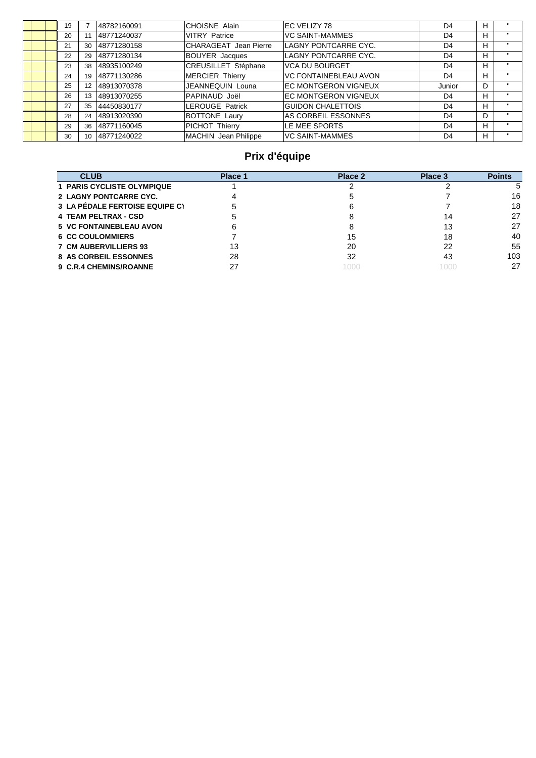| | | | | | | | | | | |
|---|---|---|---|---|---|---|---|---|---|---|
| | | | 19 | 7 | 48782160091 | CHOISNE Alain | EC VELIZY 78 | D4 | H | " |
| | | | 20 | 11 | 48771240037 | VITRY Patrice | VC SAINT-MAMMES | D4 | H | " |
| | | | 21 | 30 | 48771280158 | CHARAGEAT Jean Pierre | LAGNY PONTCARRE CYC. | D4 | H | " |
| | | | 22 | 29 | 48771280134 | BOUYER Jacques | LAGNY PONTCARRE CYC. | D4 | H | " |
| | | | 23 | 38 | 48935100249 | CREUSILLET Stéphane | VCA DU BOURGET | D4 | H | " |
| | | | 24 | 19 | 48771130286 | MERCIER Thierry | VC FONTAINEBLEAU AVON | D4 | H | " |
| | | | 25 | 12 | 48913070378 | JEANNEQUIN Louna | EC MONTGERON VIGNEUX | Junior | D | " |
| | | | 26 | 13 | 48913070255 | PAPINAUD Joël | EC MONTGERON VIGNEUX | D4 | H | " |
| | | | 27 | 35 | 44450830177 | LEROUGE Patrick | GUIDON CHALETTOIS | D4 | H | " |
| | | | 28 | 24 | 48913020390 | BOTTONE Laury | AS CORBEIL ESSONNES | D4 | D | " |
| | | | 29 | 36 | 48771160045 | PICHOT Thierry | LE MEE SPORTS | D4 | H | " |
| | | | 30 | 10 | 48771240022 | MACHIN Jean Philippe | VC SAINT-MAMMES | D4 | H | " |

## Prix d'équipe

| CLUB | Place 1 | Place 2 | Place 3 | Points |
|---|---|---|---|---|
| **1 PARIS CYCLISTE OLYMPIQUE** | 1 | 2 | 2 | 5 |
| **2 LAGNY PONTCARRE CYC.** | 4 | 5 | 7 | 16 |
| **3 LA PÉDALE FERTOISE EQUIPE C\`** | 5 | 6 | 7 | 18 |
| **4 TEAM PELTRAX - CSD** | 5 | 8 | 14 | 27 |
| **5 VC FONTAINEBLEAU AVON** | 6 | 8 | 13 | 27 |
| **6 CC COULOMMIERS** | 7 | 15 | 18 | 40 |
| **7 CM AUBERVILLIERS 93** | 13 | 20 | 22 | 55 |
| **8 AS CORBEIL ESSONNES** | 28 | 32 | 43 | 103 |
| **9 C.R.4 CHEMINS/ROANNE** | 27 | 1000 | 1000 | 27 |